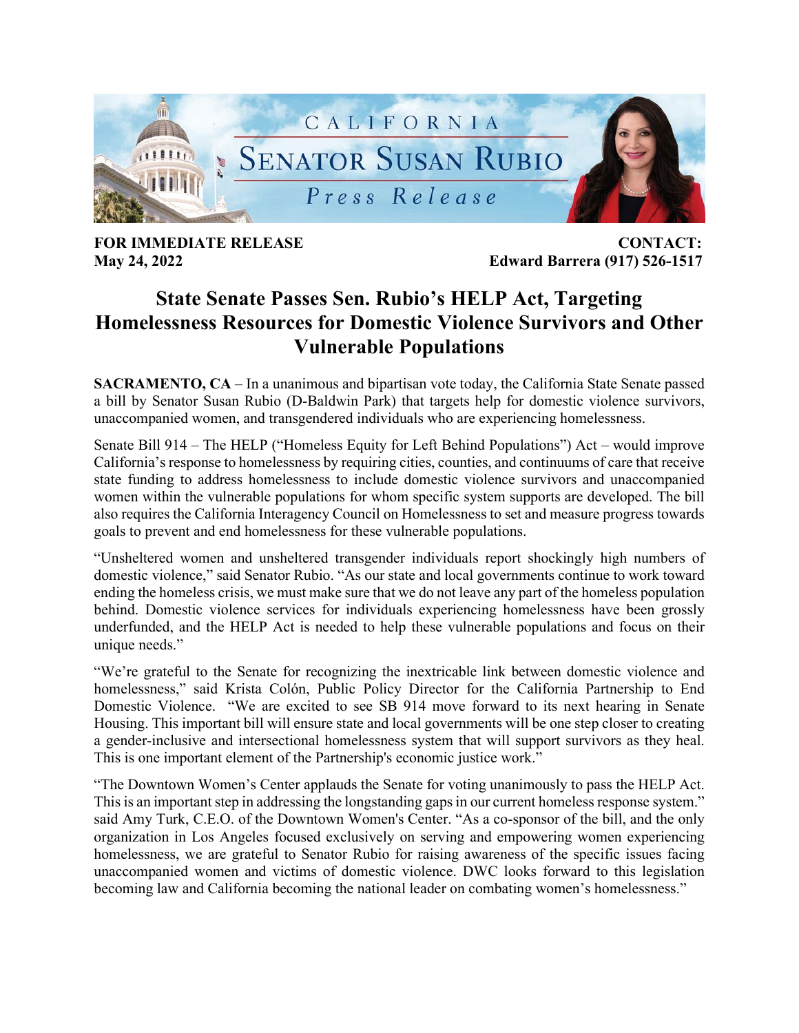CALIFORNIA

SENATOR SUSAN RUBIO

*Press Release*

**FOR IMMEDIATE RELEASE**
**May 24, 2022**

**CONTACT:**
**Edward Barrera (917) 526-1517**

# State Senate Passes Sen. Rubio's HELP Act, Targeting Homelessness Resources for Domestic Violence Survivors and Other Vulnerable Populations

**SACRAMENTO, CA** – In a unanimous and bipartisan vote today, the California State Senate passed a bill by Senator Susan Rubio (D-Baldwin Park) that targets help for domestic violence survivors, unaccompanied women, and transgendered individuals who are experiencing homelessness.

Senate Bill 914 – The HELP ("Homeless Equity for Left Behind Populations") Act – would improve California's response to homelessness by requiring cities, counties, and continuums of care that receive state funding to address homelessness to include domestic violence survivors and unaccompanied women within the vulnerable populations for whom specific system supports are developed. The bill also requires the California Interagency Council on Homelessness to set and measure progress towards goals to prevent and end homelessness for these vulnerable populations.

"Unsheltered women and unsheltered transgender individuals report shockingly high numbers of domestic violence," said Senator Rubio. "As our state and local governments continue to work toward ending the homeless crisis, we must make sure that we do not leave any part of the homeless population behind. Domestic violence services for individuals experiencing homelessness have been grossly underfunded, and the HELP Act is needed to help these vulnerable populations and focus on their unique needs."

"We're grateful to the Senate for recognizing the inextricable link between domestic violence and homelessness," said Krista Colón, Public Policy Director for the California Partnership to End Domestic Violence. "We are excited to see SB 914 move forward to its next hearing in Senate Housing. This important bill will ensure state and local governments will be one step closer to creating a gender-inclusive and intersectional homelessness system that will support survivors as they heal. This is one important element of the Partnership's economic justice work."

"The Downtown Women's Center applauds the Senate for voting unanimously to pass the HELP Act. This is an important step in addressing the longstanding gaps in our current homeless response system." said Amy Turk, C.E.O. of the Downtown Women's Center. "As a co-sponsor of the bill, and the only organization in Los Angeles focused exclusively on serving and empowering women experiencing homelessness, we are grateful to Senator Rubio for raising awareness of the specific issues facing unaccompanied women and victims of domestic violence. DWC looks forward to this legislation becoming law and California becoming the national leader on combating women's homelessness."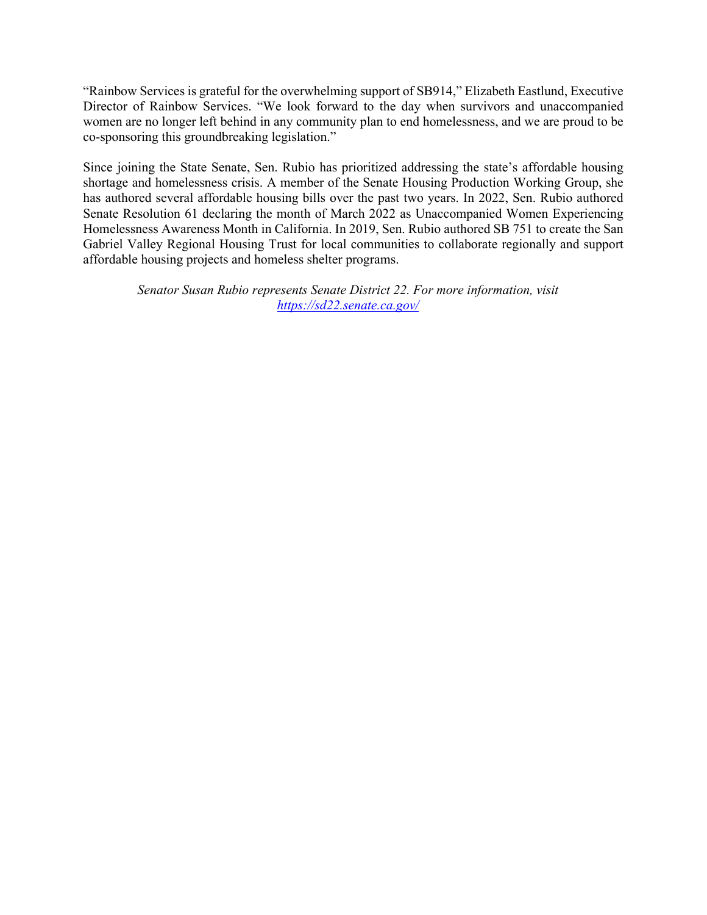"Rainbow Services is grateful for the overwhelming support of SB914," Elizabeth Eastlund, Executive Director of Rainbow Services. "We look forward to the day when survivors and unaccompanied women are no longer left behind in any community plan to end homelessness, and we are proud to be co-sponsoring this groundbreaking legislation."

Since joining the State Senate, Sen. Rubio has prioritized addressing the state's affordable housing shortage and homelessness crisis. A member of the Senate Housing Production Working Group, she has authored several affordable housing bills over the past two years. In 2022, Sen. Rubio authored Senate Resolution 61 declaring the month of March 2022 as Unaccompanied Women Experiencing Homelessness Awareness Month in California. In 2019, Sen. Rubio authored SB 751 to create the San Gabriel Valley Regional Housing Trust for local communities to collaborate regionally and support affordable housing projects and homeless shelter programs.

*Senator Susan Rubio represents Senate District 22. For more information, visit [https://sd22.senate.ca.gov/](https://sd22.senate.ca.gov/)*